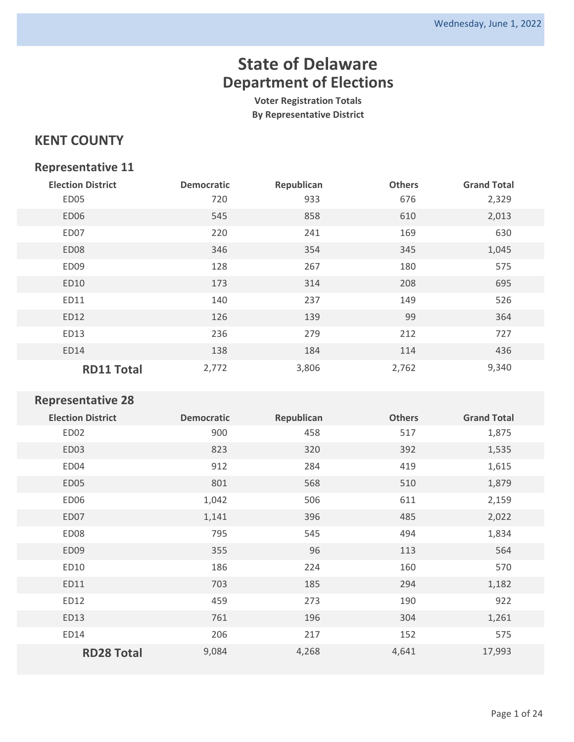# State of Delaware
## Department of Elections

**Voter Registration Totals**
**By Representative District**

## KENT COUNTY

### Representative 11

| Election District | Democratic | Republican | Others | Grand Total |
|---|---|---|---|---|
| ED05 | 720 | 933 | 676 | 2,329 |
| ED06 | 545 | 858 | 610 | 2,013 |
| ED07 | 220 | 241 | 169 | 630 |
| ED08 | 346 | 354 | 345 | 1,045 |
| ED09 | 128 | 267 | 180 | 575 |
| ED10 | 173 | 314 | 208 | 695 |
| ED11 | 140 | 237 | 149 | 526 |
| ED12 | 126 | 139 | 99 | 364 |
| ED13 | 236 | 279 | 212 | 727 |
| ED14 | 138 | 184 | 114 | 436 |
| **RD11 Total** | 2,772 | 3,806 | 2,762 | 9,340 |

### Representative 28

| Election District | Democratic | Republican | Others | Grand Total |
|---|---|---|---|---|
| ED02 | 900 | 458 | 517 | 1,875 |
| ED03 | 823 | 320 | 392 | 1,535 |
| ED04 | 912 | 284 | 419 | 1,615 |
| ED05 | 801 | 568 | 510 | 1,879 |
| ED06 | 1,042 | 506 | 611 | 2,159 |
| ED07 | 1,141 | 396 | 485 | 2,022 |
| ED08 | 795 | 545 | 494 | 1,834 |
| ED09 | 355 | 96 | 113 | 564 |
| ED10 | 186 | 224 | 160 | 570 |
| ED11 | 703 | 185 | 294 | 1,182 |
| ED12 | 459 | 273 | 190 | 922 |
| ED13 | 761 | 196 | 304 | 1,261 |
| ED14 | 206 | 217 | 152 | 575 |
| **RD28 Total** | 9,084 | 4,268 | 4,641 | 17,993 |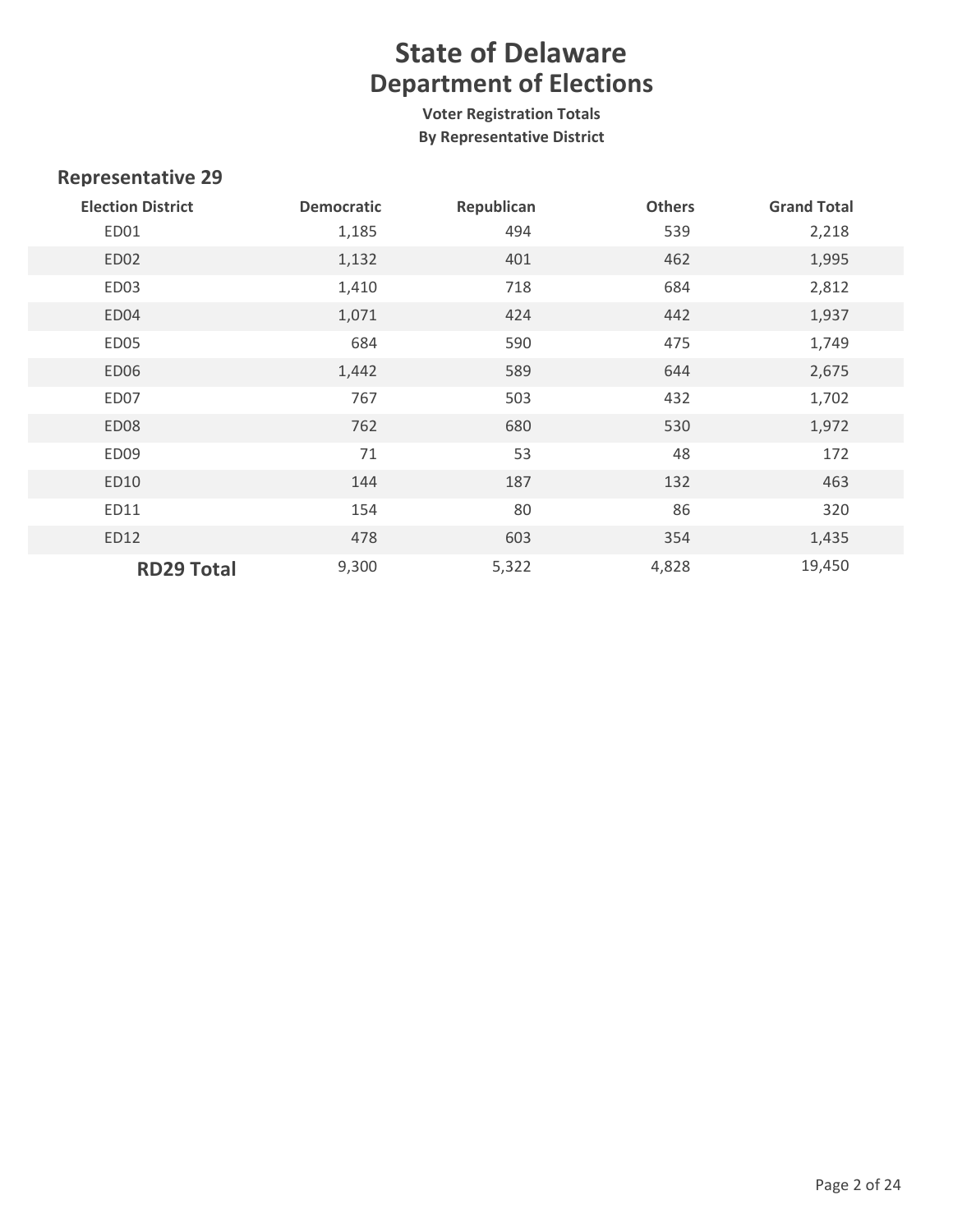# State of Delaware
## Department of Elections

**Voter Registration Totals**
**By Representative District**

### Representative 29

| Election District | Democratic | Republican | Others | Grand Total |
|---|---|---|---|---|
| ED01 | 1,185 | 494 | 539 | 2,218 |
| ED02 | 1,132 | 401 | 462 | 1,995 |
| ED03 | 1,410 | 718 | 684 | 2,812 |
| ED04 | 1,071 | 424 | 442 | 1,937 |
| ED05 | 684 | 590 | 475 | 1,749 |
| ED06 | 1,442 | 589 | 644 | 2,675 |
| ED07 | 767 | 503 | 432 | 1,702 |
| ED08 | 762 | 680 | 530 | 1,972 |
| ED09 | 71 | 53 | 48 | 172 |
| ED10 | 144 | 187 | 132 | 463 |
| ED11 | 154 | 80 | 86 | 320 |
| ED12 | 478 | 603 | 354 | 1,435 |
| **RD29 Total** | 9,300 | 5,322 | 4,828 | 19,450 |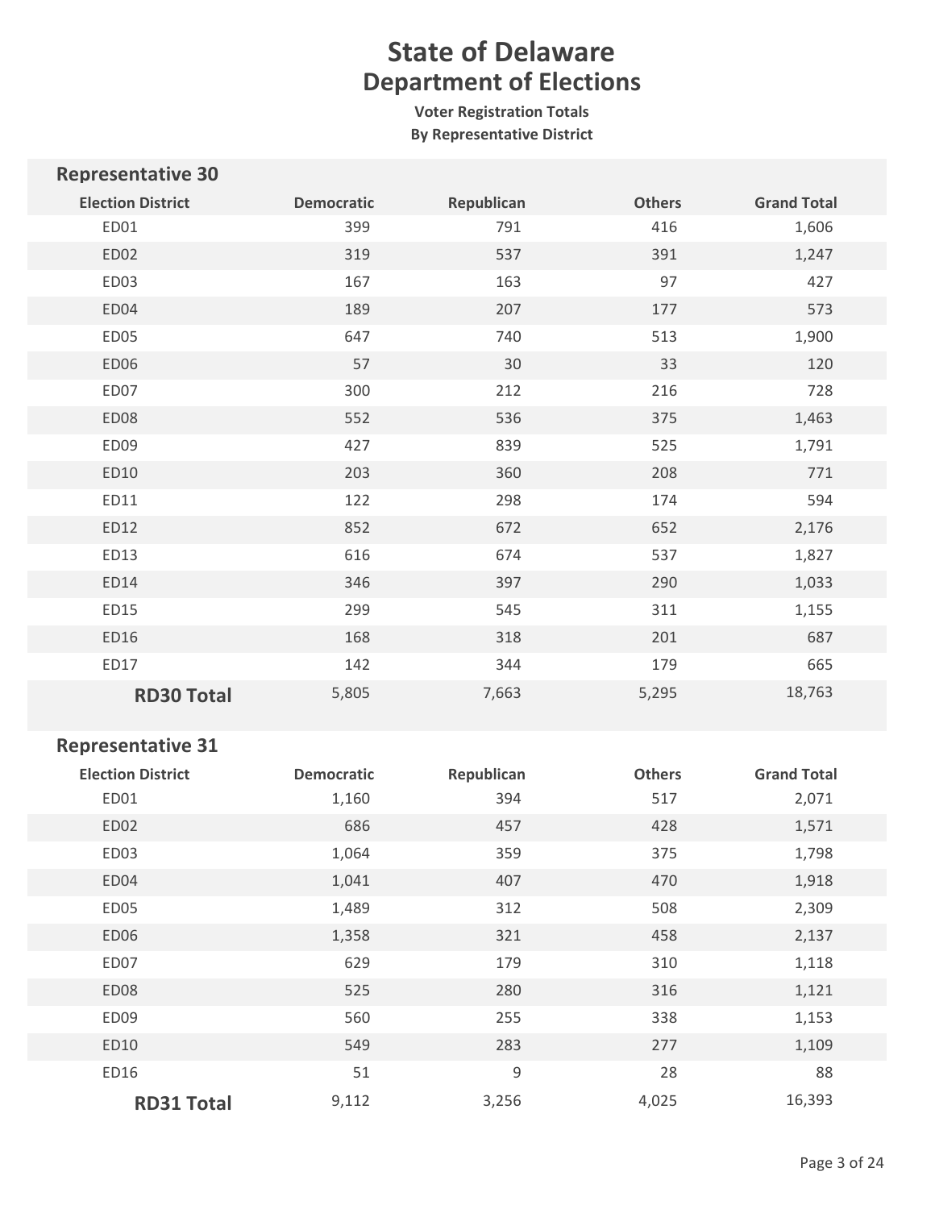# State of Delaware

## Department of Elections

**Voter Registration Totals**
**By Representative District**

### Representative 30

| Election District | Democratic | Republican | Others | Grand Total |
|---|---|---|---|---|
| ED01 | 399 | 791 | 416 | 1,606 |
| ED02 | 319 | 537 | 391 | 1,247 |
| ED03 | 167 | 163 | 97 | 427 |
| ED04 | 189 | 207 | 177 | 573 |
| ED05 | 647 | 740 | 513 | 1,900 |
| ED06 | 57 | 30 | 33 | 120 |
| ED07 | 300 | 212 | 216 | 728 |
| ED08 | 552 | 536 | 375 | 1,463 |
| ED09 | 427 | 839 | 525 | 1,791 |
| ED10 | 203 | 360 | 208 | 771 |
| ED11 | 122 | 298 | 174 | 594 |
| ED12 | 852 | 672 | 652 | 2,176 |
| ED13 | 616 | 674 | 537 | 1,827 |
| ED14 | 346 | 397 | 290 | 1,033 |
| ED15 | 299 | 545 | 311 | 1,155 |
| ED16 | 168 | 318 | 201 | 687 |
| ED17 | 142 | 344 | 179 | 665 |
| **RD30 Total** | 5,805 | 7,663 | 5,295 | 18,763 |

### Representative 31

| Election District | Democratic | Republican | Others | Grand Total |
|---|---|---|---|---|
| ED01 | 1,160 | 394 | 517 | 2,071 |
| ED02 | 686 | 457 | 428 | 1,571 |
| ED03 | 1,064 | 359 | 375 | 1,798 |
| ED04 | 1,041 | 407 | 470 | 1,918 |
| ED05 | 1,489 | 312 | 508 | 2,309 |
| ED06 | 1,358 | 321 | 458 | 2,137 |
| ED07 | 629 | 179 | 310 | 1,118 |
| ED08 | 525 | 280 | 316 | 1,121 |
| ED09 | 560 | 255 | 338 | 1,153 |
| ED10 | 549 | 283 | 277 | 1,109 |
| ED16 | 51 | 9 | 28 | 88 |
| **RD31 Total** | 9,112 | 3,256 | 4,025 | 16,393 |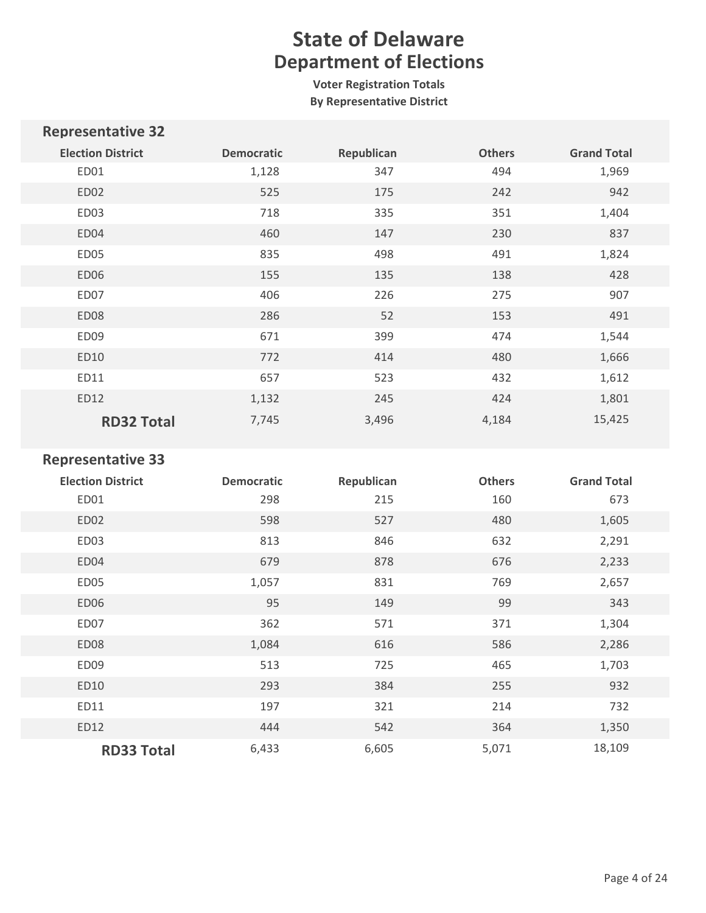# State of Delaware
## Department of Elections
### Voter Registration Totals
### By Representative District

## Representative 32

| Election District | Democratic | Republican | Others | Grand Total |
|---|---|---|---|---|
| ED01 | 1,128 | 347 | 494 | 1,969 |
| ED02 | 525 | 175 | 242 | 942 |
| ED03 | 718 | 335 | 351 | 1,404 |
| ED04 | 460 | 147 | 230 | 837 |
| ED05 | 835 | 498 | 491 | 1,824 |
| ED06 | 155 | 135 | 138 | 428 |
| ED07 | 406 | 226 | 275 | 907 |
| ED08 | 286 | 52 | 153 | 491 |
| ED09 | 671 | 399 | 474 | 1,544 |
| ED10 | 772 | 414 | 480 | 1,666 |
| ED11 | 657 | 523 | 432 | 1,612 |
| ED12 | 1,132 | 245 | 424 | 1,801 |
| **RD32 Total** | 7,745 | 3,496 | 4,184 | 15,425 |

## Representative 33

| Election District | Democratic | Republican | Others | Grand Total |
|---|---|---|---|---|
| ED01 | 298 | 215 | 160 | 673 |
| ED02 | 598 | 527 | 480 | 1,605 |
| ED03 | 813 | 846 | 632 | 2,291 |
| ED04 | 679 | 878 | 676 | 2,233 |
| ED05 | 1,057 | 831 | 769 | 2,657 |
| ED06 | 95 | 149 | 99 | 343 |
| ED07 | 362 | 571 | 371 | 1,304 |
| ED08 | 1,084 | 616 | 586 | 2,286 |
| ED09 | 513 | 725 | 465 | 1,703 |
| ED10 | 293 | 384 | 255 | 932 |
| ED11 | 197 | 321 | 214 | 732 |
| ED12 | 444 | 542 | 364 | 1,350 |
| **RD33 Total** | 6,433 | 6,605 | 5,071 | 18,109 |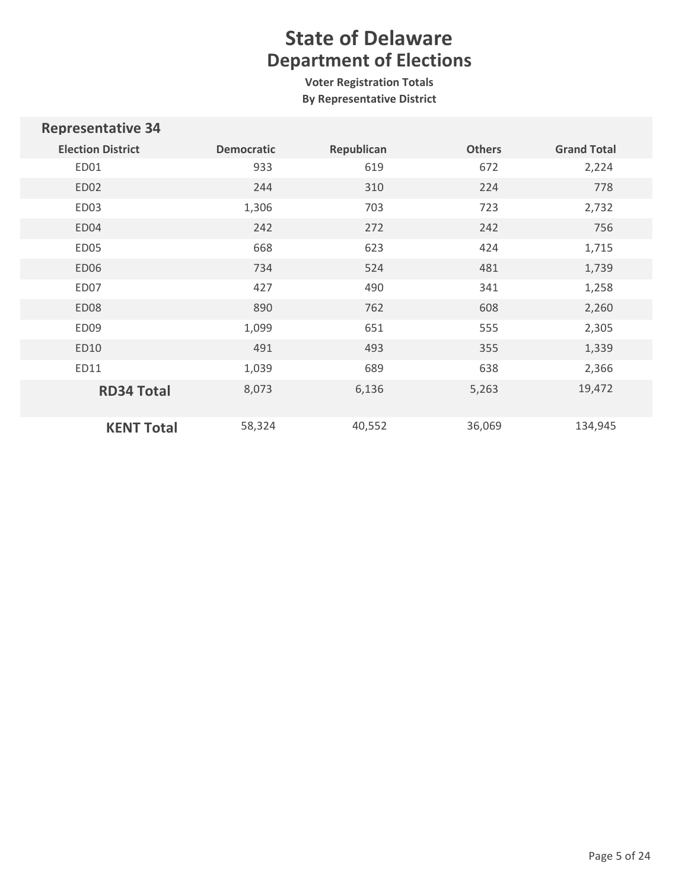# State of Delaware
## Department of Elections

**Voter Registration Totals**
**By Representative District**

| Representative 34 | | | | |
|---|---|---|---|---|
| **Election District** | **Democratic** | **Republican** | **Others** | **Grand Total** |
| ED01 | 933 | 619 | 672 | 2,224 |
| ED02 | 244 | 310 | 224 | 778 |
| ED03 | 1,306 | 703 | 723 | 2,732 |
| ED04 | 242 | 272 | 242 | 756 |
| ED05 | 668 | 623 | 424 | 1,715 |
| ED06 | 734 | 524 | 481 | 1,739 |
| ED07 | 427 | 490 | 341 | 1,258 |
| ED08 | 890 | 762 | 608 | 2,260 |
| ED09 | 1,099 | 651 | 555 | 2,305 |
| ED10 | 491 | 493 | 355 | 1,339 |
| ED11 | 1,039 | 689 | 638 | 2,366 |
| **RD34 Total** | 8,073 | 6,136 | 5,263 | 19,472 |
| **KENT Total** | 58,324 | 40,552 | 36,069 | 134,945 |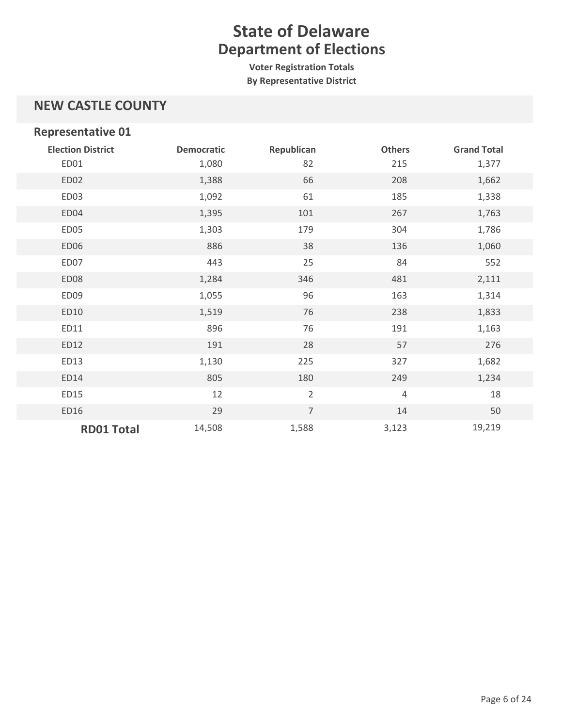# State of Delaware
## Department of Elections

**Voter Registration Totals**
**By Representative District**

## NEW CASTLE COUNTY

### Representative 01

| Election District | Democratic | Republican | Others | Grand Total |
|---|---|---|---|---|
| ED01 | 1,080 | 82 | 215 | 1,377 |
| ED02 | 1,388 | 66 | 208 | 1,662 |
| ED03 | 1,092 | 61 | 185 | 1,338 |
| ED04 | 1,395 | 101 | 267 | 1,763 |
| ED05 | 1,303 | 179 | 304 | 1,786 |
| ED06 | 886 | 38 | 136 | 1,060 |
| ED07 | 443 | 25 | 84 | 552 |
| ED08 | 1,284 | 346 | 481 | 2,111 |
| ED09 | 1,055 | 96 | 163 | 1,314 |
| ED10 | 1,519 | 76 | 238 | 1,833 |
| ED11 | 896 | 76 | 191 | 1,163 |
| ED12 | 191 | 28 | 57 | 276 |
| ED13 | 1,130 | 225 | 327 | 1,682 |
| ED14 | 805 | 180 | 249 | 1,234 |
| ED15 | 12 | 2 | 4 | 18 |
| ED16 | 29 | 7 | 14 | 50 |
| **RD01 Total** | 14,508 | 1,588 | 3,123 | 19,219 |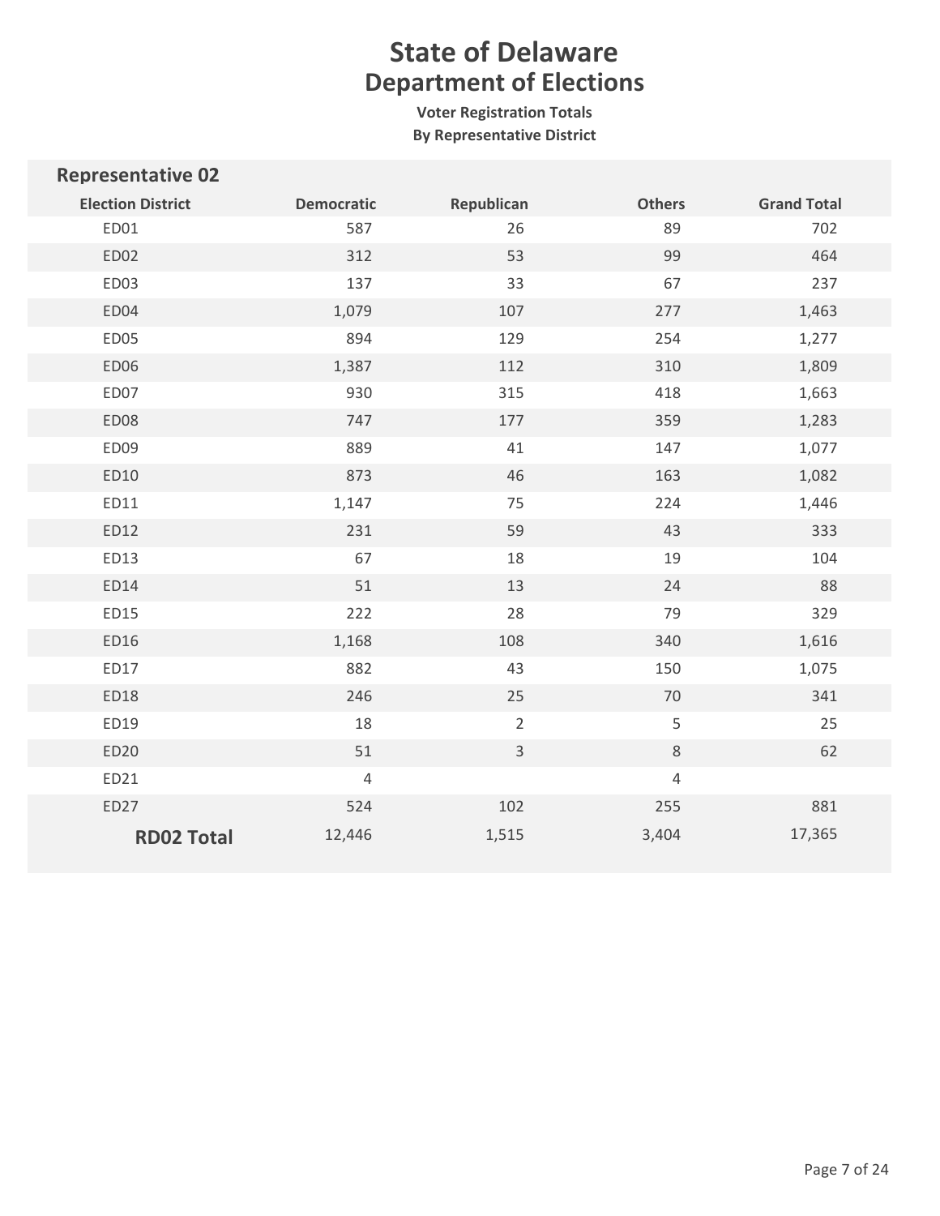# State of Delaware
## Department of Elections

**Voter Registration Totals**
**By Representative District**

| **Representative 02** | | | | |
|---|---|---|---|---|
| **Election District** | **Democratic** | **Republican** | **Others** | **Grand Total** |
| ED01 | 587 | 26 | 89 | 702 |
| ED02 | 312 | 53 | 99 | 464 |
| ED03 | 137 | 33 | 67 | 237 |
| ED04 | 1,079 | 107 | 277 | 1,463 |
| ED05 | 894 | 129 | 254 | 1,277 |
| ED06 | 1,387 | 112 | 310 | 1,809 |
| ED07 | 930 | 315 | 418 | 1,663 |
| ED08 | 747 | 177 | 359 | 1,283 |
| ED09 | 889 | 41 | 147 | 1,077 |
| ED10 | 873 | 46 | 163 | 1,082 |
| ED11 | 1,147 | 75 | 224 | 1,446 |
| ED12 | 231 | 59 | 43 | 333 |
| ED13 | 67 | 18 | 19 | 104 |
| ED14 | 51 | 13 | 24 | 88 |
| ED15 | 222 | 28 | 79 | 329 |
| ED16 | 1,168 | 108 | 340 | 1,616 |
| ED17 | 882 | 43 | 150 | 1,075 |
| ED18 | 246 | 25 | 70 | 341 |
| ED19 | 18 | 2 | 5 | 25 |
| ED20 | 51 | 3 | 8 | 62 |
| ED21 | 4 | | 4 | |
| ED27 | 524 | 102 | 255 | 881 |
| **RD02 Total** | 12,446 | 1,515 | 3,404 | 17,365 |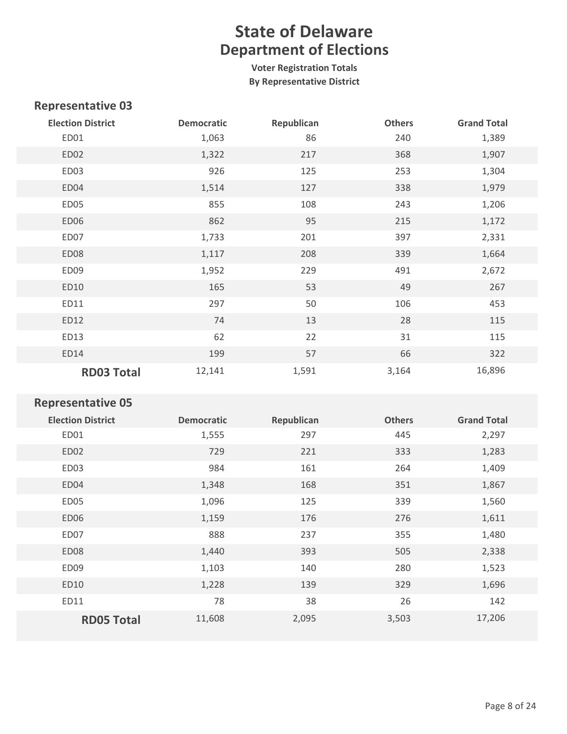# State of Delaware
## Department of Elections

**Voter Registration Totals**
**By Representative District**

### Representative 03

| Election District | Democratic | Republican | Others | Grand Total |
|---|---|---|---|---|
| ED01 | 1,063 | 86 | 240 | 1,389 |
| ED02 | 1,322 | 217 | 368 | 1,907 |
| ED03 | 926 | 125 | 253 | 1,304 |
| ED04 | 1,514 | 127 | 338 | 1,979 |
| ED05 | 855 | 108 | 243 | 1,206 |
| ED06 | 862 | 95 | 215 | 1,172 |
| ED07 | 1,733 | 201 | 397 | 2,331 |
| ED08 | 1,117 | 208 | 339 | 1,664 |
| ED09 | 1,952 | 229 | 491 | 2,672 |
| ED10 | 165 | 53 | 49 | 267 |
| ED11 | 297 | 50 | 106 | 453 |
| ED12 | 74 | 13 | 28 | 115 |
| ED13 | 62 | 22 | 31 | 115 |
| ED14 | 199 | 57 | 66 | 322 |
| **RD03 Total** | 12,141 | 1,591 | 3,164 | 16,896 |

### Representative 05

| Election District | Democratic | Republican | Others | Grand Total |
|---|---|---|---|---|
| ED01 | 1,555 | 297 | 445 | 2,297 |
| ED02 | 729 | 221 | 333 | 1,283 |
| ED03 | 984 | 161 | 264 | 1,409 |
| ED04 | 1,348 | 168 | 351 | 1,867 |
| ED05 | 1,096 | 125 | 339 | 1,560 |
| ED06 | 1,159 | 176 | 276 | 1,611 |
| ED07 | 888 | 237 | 355 | 1,480 |
| ED08 | 1,440 | 393 | 505 | 2,338 |
| ED09 | 1,103 | 140 | 280 | 1,523 |
| ED10 | 1,228 | 139 | 329 | 1,696 |
| ED11 | 78 | 38 | 26 | 142 |
| **RD05 Total** | 11,608 | 2,095 | 3,503 | 17,206 |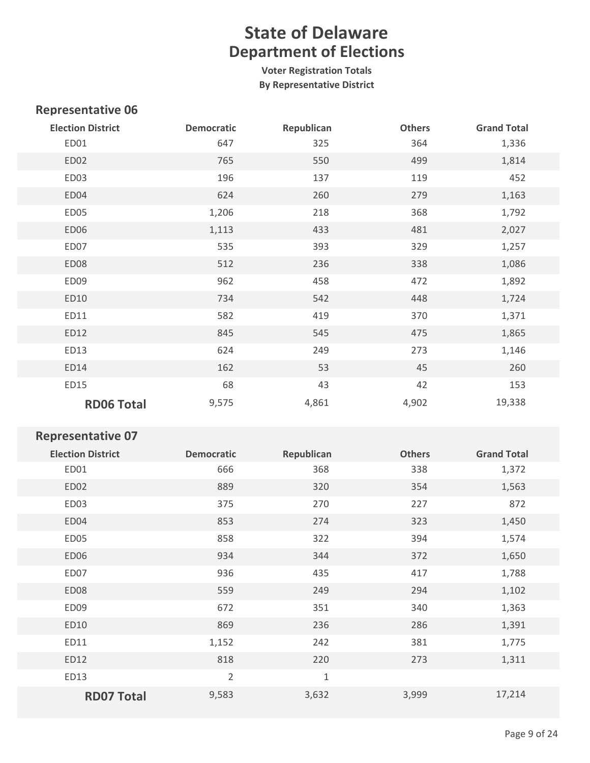# State of Delaware
## Department of Elections

**Voter Registration Totals**
**By Representative District**

### Representative 06

| Election District | Democratic | Republican | Others | Grand Total |
|---|---|---|---|---|
| ED01 | 647 | 325 | 364 | 1,336 |
| ED02 | 765 | 550 | 499 | 1,814 |
| ED03 | 196 | 137 | 119 | 452 |
| ED04 | 624 | 260 | 279 | 1,163 |
| ED05 | 1,206 | 218 | 368 | 1,792 |
| ED06 | 1,113 | 433 | 481 | 2,027 |
| ED07 | 535 | 393 | 329 | 1,257 |
| ED08 | 512 | 236 | 338 | 1,086 |
| ED09 | 962 | 458 | 472 | 1,892 |
| ED10 | 734 | 542 | 448 | 1,724 |
| ED11 | 582 | 419 | 370 | 1,371 |
| ED12 | 845 | 545 | 475 | 1,865 |
| ED13 | 624 | 249 | 273 | 1,146 |
| ED14 | 162 | 53 | 45 | 260 |
| ED15 | 68 | 43 | 42 | 153 |
| **RD06 Total** | 9,575 | 4,861 | 4,902 | 19,338 |

### Representative 07

| Election District | Democratic | Republican | Others | Grand Total |
|---|---|---|---|---|
| ED01 | 666 | 368 | 338 | 1,372 |
| ED02 | 889 | 320 | 354 | 1,563 |
| ED03 | 375 | 270 | 227 | 872 |
| ED04 | 853 | 274 | 323 | 1,450 |
| ED05 | 858 | 322 | 394 | 1,574 |
| ED06 | 934 | 344 | 372 | 1,650 |
| ED07 | 936 | 435 | 417 | 1,788 |
| ED08 | 559 | 249 | 294 | 1,102 |
| ED09 | 672 | 351 | 340 | 1,363 |
| ED10 | 869 | 236 | 286 | 1,391 |
| ED11 | 1,152 | 242 | 381 | 1,775 |
| ED12 | 818 | 220 | 273 | 1,311 |
| ED13 | 2 | 1 | | |
| **RD07 Total** | 9,583 | 3,632 | 3,999 | 17,214 |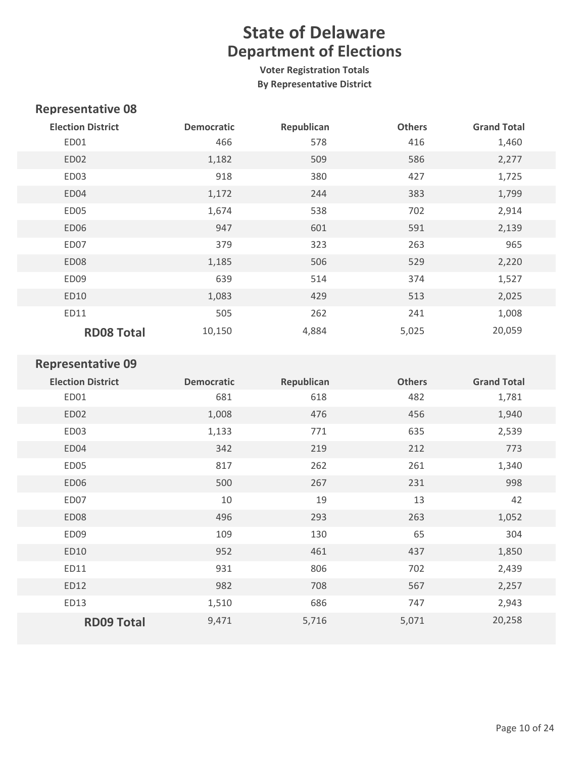# State of Delaware
## Department of Elections

**Voter Registration Totals**
**By Representative District**

### Representative 08

| Election District | Democratic | Republican | Others | Grand Total |
|---|---|---|---|---|
| ED01 | 466 | 578 | 416 | 1,460 |
| ED02 | 1,182 | 509 | 586 | 2,277 |
| ED03 | 918 | 380 | 427 | 1,725 |
| ED04 | 1,172 | 244 | 383 | 1,799 |
| ED05 | 1,674 | 538 | 702 | 2,914 |
| ED06 | 947 | 601 | 591 | 2,139 |
| ED07 | 379 | 323 | 263 | 965 |
| ED08 | 1,185 | 506 | 529 | 2,220 |
| ED09 | 639 | 514 | 374 | 1,527 |
| ED10 | 1,083 | 429 | 513 | 2,025 |
| ED11 | 505 | 262 | 241 | 1,008 |
| **RD08 Total** | 10,150 | 4,884 | 5,025 | 20,059 |

### Representative 09

| Election District | Democratic | Republican | Others | Grand Total |
|---|---|---|---|---|
| ED01 | 681 | 618 | 482 | 1,781 |
| ED02 | 1,008 | 476 | 456 | 1,940 |
| ED03 | 1,133 | 771 | 635 | 2,539 |
| ED04 | 342 | 219 | 212 | 773 |
| ED05 | 817 | 262 | 261 | 1,340 |
| ED06 | 500 | 267 | 231 | 998 |
| ED07 | 10 | 19 | 13 | 42 |
| ED08 | 496 | 293 | 263 | 1,052 |
| ED09 | 109 | 130 | 65 | 304 |
| ED10 | 952 | 461 | 437 | 1,850 |
| ED11 | 931 | 806 | 702 | 2,439 |
| ED12 | 982 | 708 | 567 | 2,257 |
| ED13 | 1,510 | 686 | 747 | 2,943 |
| **RD09 Total** | 9,471 | 5,716 | 5,071 | 20,258 |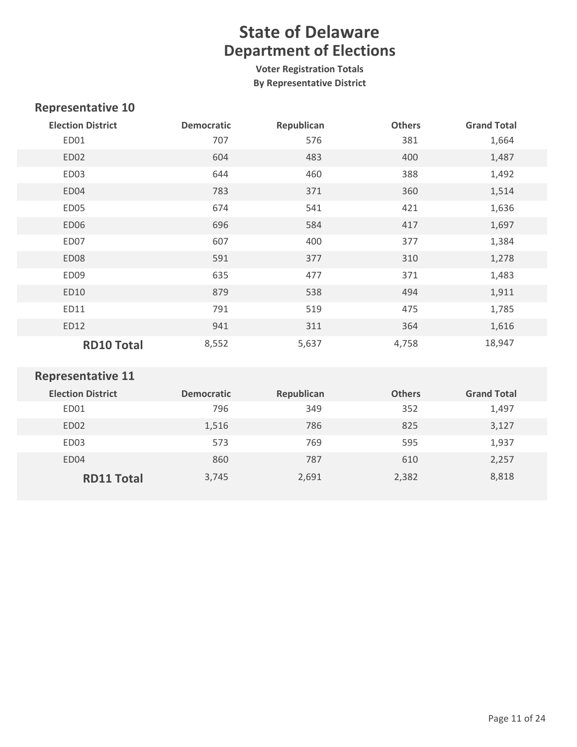# State of Delaware
## Department of Elections

**Voter Registration Totals**
**By Representative District**

### Representative 10

| Election District | Democratic | Republican | Others | Grand Total |
|---|---|---|---|---|
| ED01 | 707 | 576 | 381 | 1,664 |
| ED02 | 604 | 483 | 400 | 1,487 |
| ED03 | 644 | 460 | 388 | 1,492 |
| ED04 | 783 | 371 | 360 | 1,514 |
| ED05 | 674 | 541 | 421 | 1,636 |
| ED06 | 696 | 584 | 417 | 1,697 |
| ED07 | 607 | 400 | 377 | 1,384 |
| ED08 | 591 | 377 | 310 | 1,278 |
| ED09 | 635 | 477 | 371 | 1,483 |
| ED10 | 879 | 538 | 494 | 1,911 |
| ED11 | 791 | 519 | 475 | 1,785 |
| ED12 | 941 | 311 | 364 | 1,616 |
| **RD10 Total** | 8,552 | 5,637 | 4,758 | 18,947 |

### Representative 11

| Election District | Democratic | Republican | Others | Grand Total |
|---|---|---|---|---|
| ED01 | 796 | 349 | 352 | 1,497 |
| ED02 | 1,516 | 786 | 825 | 3,127 |
| ED03 | 573 | 769 | 595 | 1,937 |
| ED04 | 860 | 787 | 610 | 2,257 |
| **RD11 Total** | 3,745 | 2,691 | 2,382 | 8,818 |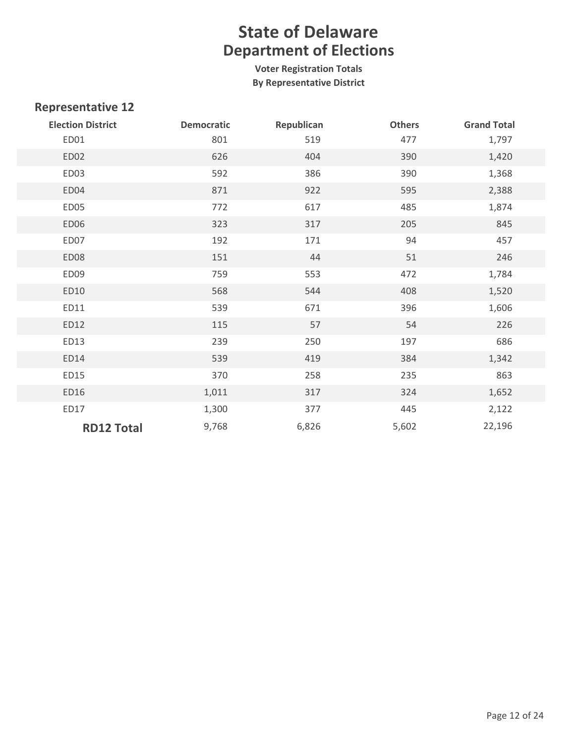# State of Delaware
## Department of Elections

**Voter Registration Totals**
**By Representative District**

### Representative 12

| Election District | Democratic | Republican | Others | Grand Total |
|---|---|---|---|---|
| ED01 | 801 | 519 | 477 | 1,797 |
| ED02 | 626 | 404 | 390 | 1,420 |
| ED03 | 592 | 386 | 390 | 1,368 |
| ED04 | 871 | 922 | 595 | 2,388 |
| ED05 | 772 | 617 | 485 | 1,874 |
| ED06 | 323 | 317 | 205 | 845 |
| ED07 | 192 | 171 | 94 | 457 |
| ED08 | 151 | 44 | 51 | 246 |
| ED09 | 759 | 553 | 472 | 1,784 |
| ED10 | 568 | 544 | 408 | 1,520 |
| ED11 | 539 | 671 | 396 | 1,606 |
| ED12 | 115 | 57 | 54 | 226 |
| ED13 | 239 | 250 | 197 | 686 |
| ED14 | 539 | 419 | 384 | 1,342 |
| ED15 | 370 | 258 | 235 | 863 |
| ED16 | 1,011 | 317 | 324 | 1,652 |
| ED17 | 1,300 | 377 | 445 | 2,122 |
| **RD12 Total** | 9,768 | 6,826 | 5,602 | 22,196 |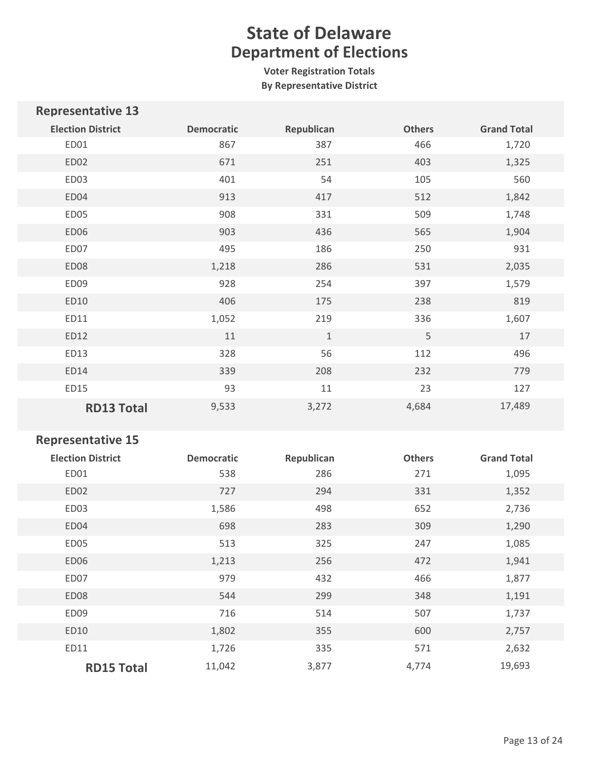# State of Delaware
## Department of Elections

**Voter Registration Totals**
**By Representative District**

### Representative 13

| Election District | Democratic | Republican | Others | Grand Total |
|---|---|---|---|---|
| ED01 | 867 | 387 | 466 | 1,720 |
| ED02 | 671 | 251 | 403 | 1,325 |
| ED03 | 401 | 54 | 105 | 560 |
| ED04 | 913 | 417 | 512 | 1,842 |
| ED05 | 908 | 331 | 509 | 1,748 |
| ED06 | 903 | 436 | 565 | 1,904 |
| ED07 | 495 | 186 | 250 | 931 |
| ED08 | 1,218 | 286 | 531 | 2,035 |
| ED09 | 928 | 254 | 397 | 1,579 |
| ED10 | 406 | 175 | 238 | 819 |
| ED11 | 1,052 | 219 | 336 | 1,607 |
| ED12 | 11 | 1 | 5 | 17 |
| ED13 | 328 | 56 | 112 | 496 |
| ED14 | 339 | 208 | 232 | 779 |
| ED15 | 93 | 11 | 23 | 127 |
| **RD13 Total** | 9,533 | 3,272 | 4,684 | 17,489 |

### Representative 15

| Election District | Democratic | Republican | Others | Grand Total |
|---|---|---|---|---|
| ED01 | 538 | 286 | 271 | 1,095 |
| ED02 | 727 | 294 | 331 | 1,352 |
| ED03 | 1,586 | 498 | 652 | 2,736 |
| ED04 | 698 | 283 | 309 | 1,290 |
| ED05 | 513 | 325 | 247 | 1,085 |
| ED06 | 1,213 | 256 | 472 | 1,941 |
| ED07 | 979 | 432 | 466 | 1,877 |
| ED08 | 544 | 299 | 348 | 1,191 |
| ED09 | 716 | 514 | 507 | 1,737 |
| ED10 | 1,802 | 355 | 600 | 2,757 |
| ED11 | 1,726 | 335 | 571 | 2,632 |
| **RD15 Total** | 11,042 | 3,877 | 4,774 | 19,693 |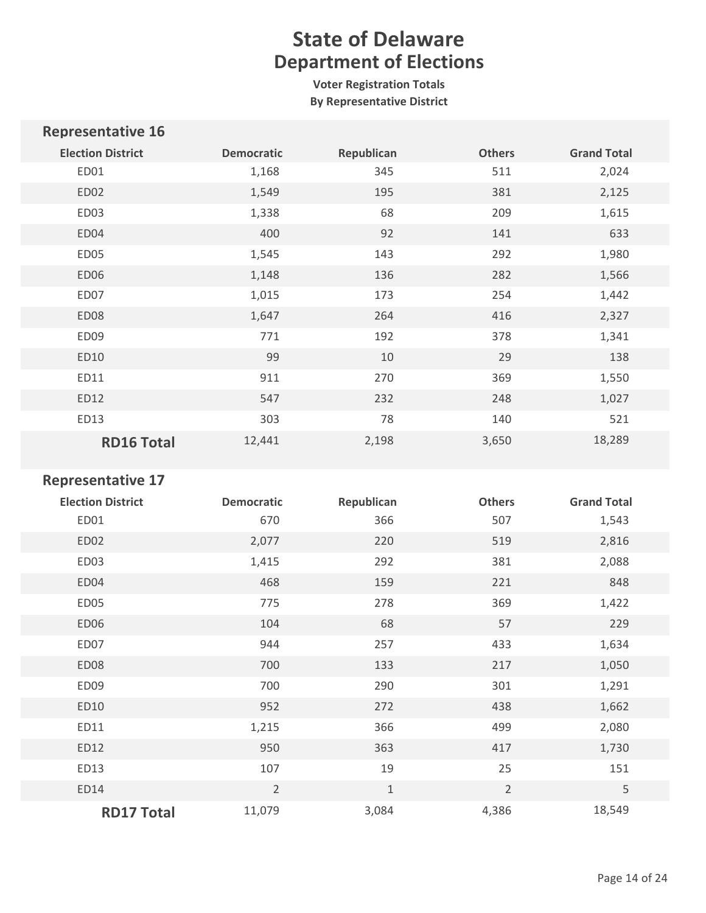# State of Delaware
## Department of Elections

**Voter Registration Totals**
**By Representative District**

### Representative 16

| Election District | Democratic | Republican | Others | Grand Total |
|---|---|---|---|---|
| ED01 | 1,168 | 345 | 511 | 2,024 |
| ED02 | 1,549 | 195 | 381 | 2,125 |
| ED03 | 1,338 | 68 | 209 | 1,615 |
| ED04 | 400 | 92 | 141 | 633 |
| ED05 | 1,545 | 143 | 292 | 1,980 |
| ED06 | 1,148 | 136 | 282 | 1,566 |
| ED07 | 1,015 | 173 | 254 | 1,442 |
| ED08 | 1,647 | 264 | 416 | 2,327 |
| ED09 | 771 | 192 | 378 | 1,341 |
| ED10 | 99 | 10 | 29 | 138 |
| ED11 | 911 | 270 | 369 | 1,550 |
| ED12 | 547 | 232 | 248 | 1,027 |
| ED13 | 303 | 78 | 140 | 521 |
| **RD16 Total** | 12,441 | 2,198 | 3,650 | 18,289 |

### Representative 17

| Election District | Democratic | Republican | Others | Grand Total |
|---|---|---|---|---|
| ED01 | 670 | 366 | 507 | 1,543 |
| ED02 | 2,077 | 220 | 519 | 2,816 |
| ED03 | 1,415 | 292 | 381 | 2,088 |
| ED04 | 468 | 159 | 221 | 848 |
| ED05 | 775 | 278 | 369 | 1,422 |
| ED06 | 104 | 68 | 57 | 229 |
| ED07 | 944 | 257 | 433 | 1,634 |
| ED08 | 700 | 133 | 217 | 1,050 |
| ED09 | 700 | 290 | 301 | 1,291 |
| ED10 | 952 | 272 | 438 | 1,662 |
| ED11 | 1,215 | 366 | 499 | 2,080 |
| ED12 | 950 | 363 | 417 | 1,730 |
| ED13 | 107 | 19 | 25 | 151 |
| ED14 | 2 | 1 | 2 | 5 |
| **RD17 Total** | 11,079 | 3,084 | 4,386 | 18,549 |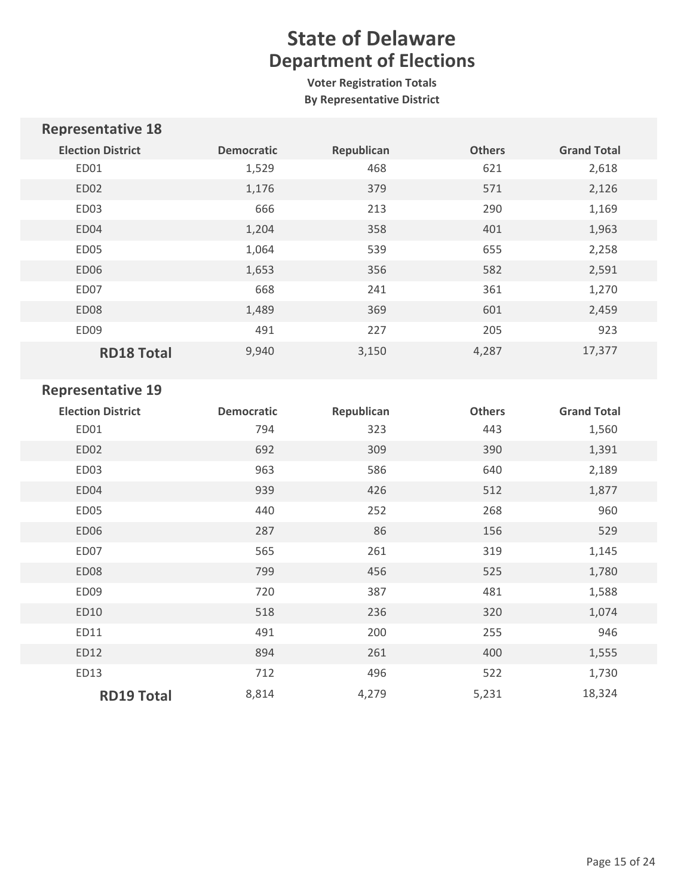# State of Delaware
## Department of Elections

**Voter Registration Totals**
**By Representative District**

### Representative 18

| Election District | Democratic | Republican | Others | Grand Total |
|---|---|---|---|---|
| ED01 | 1,529 | 468 | 621 | 2,618 |
| ED02 | 1,176 | 379 | 571 | 2,126 |
| ED03 | 666 | 213 | 290 | 1,169 |
| ED04 | 1,204 | 358 | 401 | 1,963 |
| ED05 | 1,064 | 539 | 655 | 2,258 |
| ED06 | 1,653 | 356 | 582 | 2,591 |
| ED07 | 668 | 241 | 361 | 1,270 |
| ED08 | 1,489 | 369 | 601 | 2,459 |
| ED09 | 491 | 227 | 205 | 923 |
| **RD18 Total** | 9,940 | 3,150 | 4,287 | 17,377 |

### Representative 19

| Election District | Democratic | Republican | Others | Grand Total |
|---|---|---|---|---|
| ED01 | 794 | 323 | 443 | 1,560 |
| ED02 | 692 | 309 | 390 | 1,391 |
| ED03 | 963 | 586 | 640 | 2,189 |
| ED04 | 939 | 426 | 512 | 1,877 |
| ED05 | 440 | 252 | 268 | 960 |
| ED06 | 287 | 86 | 156 | 529 |
| ED07 | 565 | 261 | 319 | 1,145 |
| ED08 | 799 | 456 | 525 | 1,780 |
| ED09 | 720 | 387 | 481 | 1,588 |
| ED10 | 518 | 236 | 320 | 1,074 |
| ED11 | 491 | 200 | 255 | 946 |
| ED12 | 894 | 261 | 400 | 1,555 |
| ED13 | 712 | 496 | 522 | 1,730 |
| **RD19 Total** | 8,814 | 4,279 | 5,231 | 18,324 |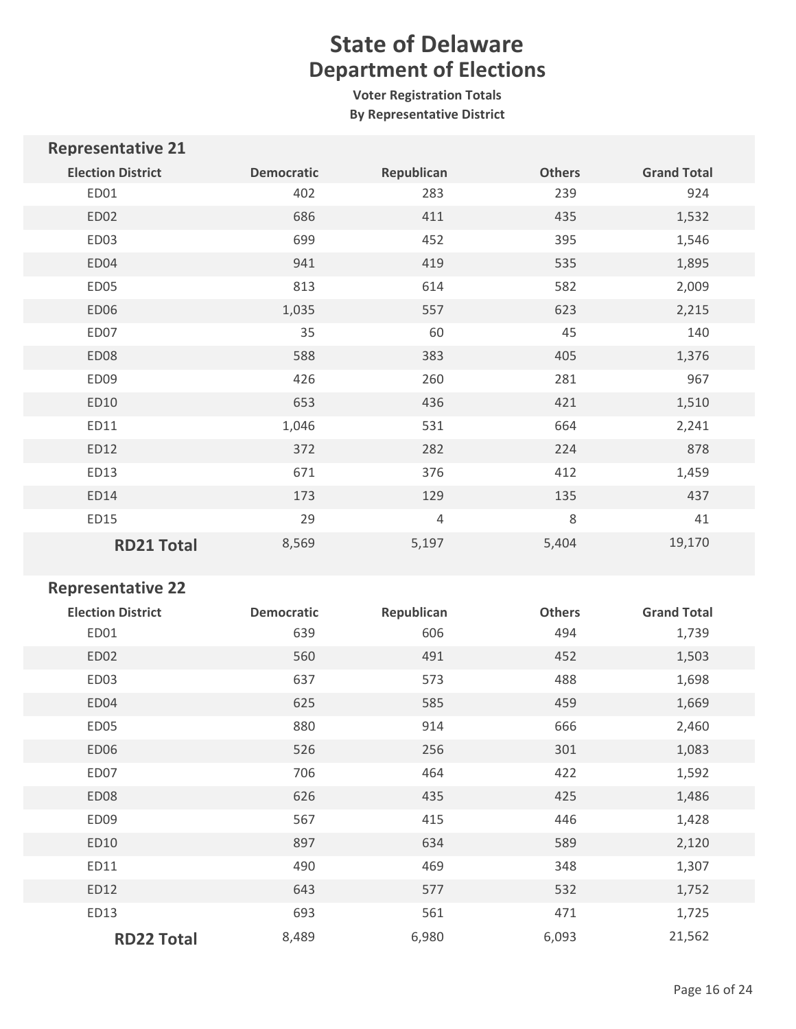# State of Delaware
## Department of Elections

**Voter Registration Totals**
**By Representative District**

### Representative 21

| Election District | Democratic | Republican | Others | Grand Total |
|---|---|---|---|---|
| ED01 | 402 | 283 | 239 | 924 |
| ED02 | 686 | 411 | 435 | 1,532 |
| ED03 | 699 | 452 | 395 | 1,546 |
| ED04 | 941 | 419 | 535 | 1,895 |
| ED05 | 813 | 614 | 582 | 2,009 |
| ED06 | 1,035 | 557 | 623 | 2,215 |
| ED07 | 35 | 60 | 45 | 140 |
| ED08 | 588 | 383 | 405 | 1,376 |
| ED09 | 426 | 260 | 281 | 967 |
| ED10 | 653 | 436 | 421 | 1,510 |
| ED11 | 1,046 | 531 | 664 | 2,241 |
| ED12 | 372 | 282 | 224 | 878 |
| ED13 | 671 | 376 | 412 | 1,459 |
| ED14 | 173 | 129 | 135 | 437 |
| ED15 | 29 | 4 | 8 | 41 |
| **RD21 Total** | 8,569 | 5,197 | 5,404 | 19,170 |

### Representative 22

| Election District | Democratic | Republican | Others | Grand Total |
|---|---|---|---|---|
| ED01 | 639 | 606 | 494 | 1,739 |
| ED02 | 560 | 491 | 452 | 1,503 |
| ED03 | 637 | 573 | 488 | 1,698 |
| ED04 | 625 | 585 | 459 | 1,669 |
| ED05 | 880 | 914 | 666 | 2,460 |
| ED06 | 526 | 256 | 301 | 1,083 |
| ED07 | 706 | 464 | 422 | 1,592 |
| ED08 | 626 | 435 | 425 | 1,486 |
| ED09 | 567 | 415 | 446 | 1,428 |
| ED10 | 897 | 634 | 589 | 2,120 |
| ED11 | 490 | 469 | 348 | 1,307 |
| ED12 | 643 | 577 | 532 | 1,752 |
| ED13 | 693 | 561 | 471 | 1,725 |
| **RD22 Total** | 8,489 | 6,980 | 6,093 | 21,562 |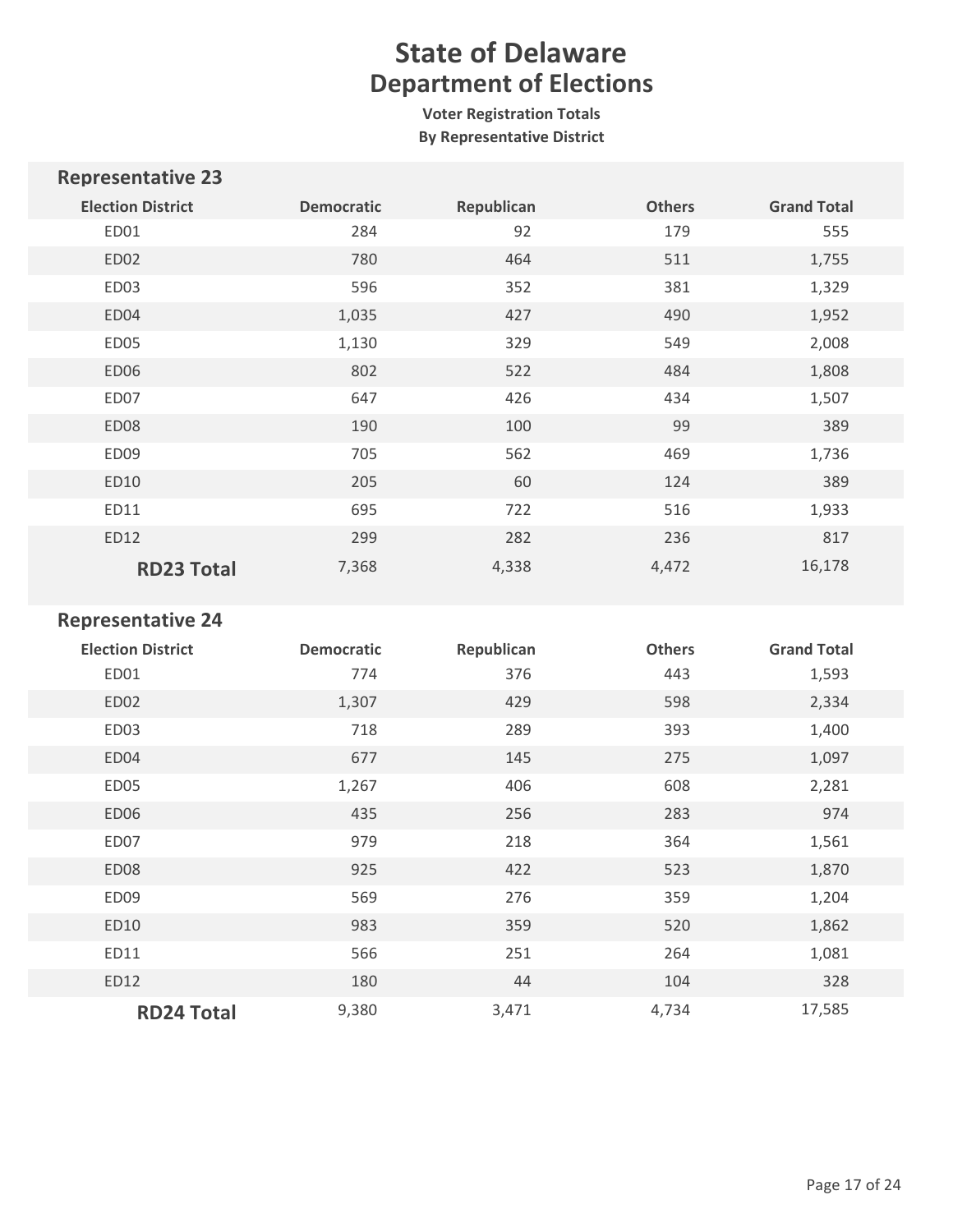# State of Delaware
## Department of Elections

**Voter Registration Totals**
**By Representative District**

### Representative 23

| Election District | Democratic | Republican | Others | Grand Total |
|---|---|---|---|---|
| ED01 | 284 | 92 | 179 | 555 |
| ED02 | 780 | 464 | 511 | 1,755 |
| ED03 | 596 | 352 | 381 | 1,329 |
| ED04 | 1,035 | 427 | 490 | 1,952 |
| ED05 | 1,130 | 329 | 549 | 2,008 |
| ED06 | 802 | 522 | 484 | 1,808 |
| ED07 | 647 | 426 | 434 | 1,507 |
| ED08 | 190 | 100 | 99 | 389 |
| ED09 | 705 | 562 | 469 | 1,736 |
| ED10 | 205 | 60 | 124 | 389 |
| ED11 | 695 | 722 | 516 | 1,933 |
| ED12 | 299 | 282 | 236 | 817 |
| **RD23 Total** | 7,368 | 4,338 | 4,472 | 16,178 |

### Representative 24

| Election District | Democratic | Republican | Others | Grand Total |
|---|---|---|---|---|
| ED01 | 774 | 376 | 443 | 1,593 |
| ED02 | 1,307 | 429 | 598 | 2,334 |
| ED03 | 718 | 289 | 393 | 1,400 |
| ED04 | 677 | 145 | 275 | 1,097 |
| ED05 | 1,267 | 406 | 608 | 2,281 |
| ED06 | 435 | 256 | 283 | 974 |
| ED07 | 979 | 218 | 364 | 1,561 |
| ED08 | 925 | 422 | 523 | 1,870 |
| ED09 | 569 | 276 | 359 | 1,204 |
| ED10 | 983 | 359 | 520 | 1,862 |
| ED11 | 566 | 251 | 264 | 1,081 |
| ED12 | 180 | 44 | 104 | 328 |
| **RD24 Total** | 9,380 | 3,471 | 4,734 | 17,585 |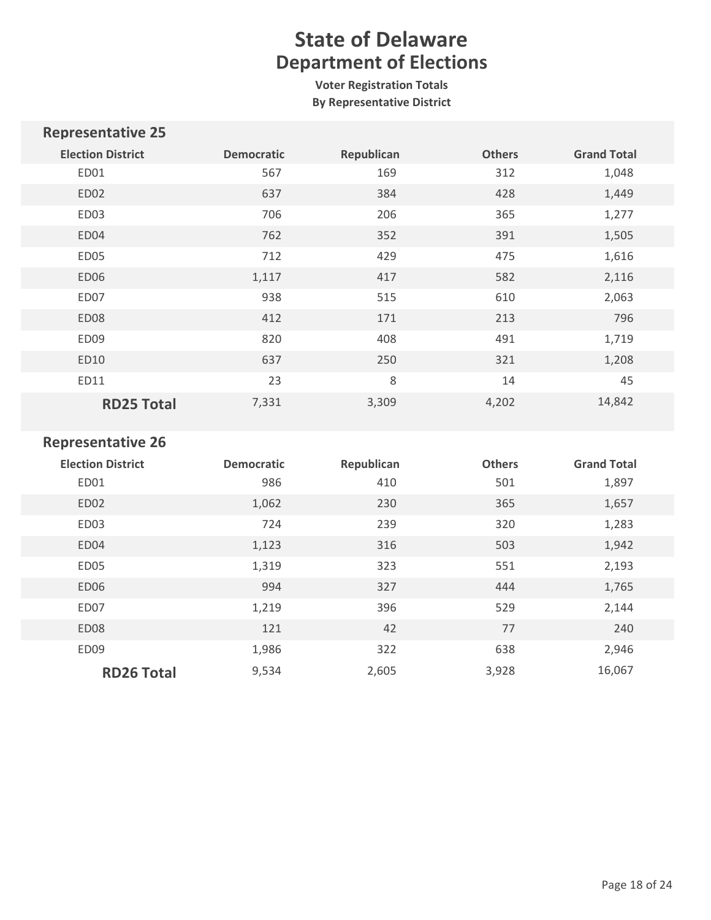# State of Delaware
## Department of Elections

**Voter Registration Totals**
**By Representative District**

### Representative 25

| Election District | Democratic | Republican | Others | Grand Total |
|---|---|---|---|---|
| ED01 | 567 | 169 | 312 | 1,048 |
| ED02 | 637 | 384 | 428 | 1,449 |
| ED03 | 706 | 206 | 365 | 1,277 |
| ED04 | 762 | 352 | 391 | 1,505 |
| ED05 | 712 | 429 | 475 | 1,616 |
| ED06 | 1,117 | 417 | 582 | 2,116 |
| ED07 | 938 | 515 | 610 | 2,063 |
| ED08 | 412 | 171 | 213 | 796 |
| ED09 | 820 | 408 | 491 | 1,719 |
| ED10 | 637 | 250 | 321 | 1,208 |
| ED11 | 23 | 8 | 14 | 45 |
| **RD25 Total** | 7,331 | 3,309 | 4,202 | 14,842 |

### Representative 26

| Election District | Democratic | Republican | Others | Grand Total |
|---|---|---|---|---|
| ED01 | 986 | 410 | 501 | 1,897 |
| ED02 | 1,062 | 230 | 365 | 1,657 |
| ED03 | 724 | 239 | 320 | 1,283 |
| ED04 | 1,123 | 316 | 503 | 1,942 |
| ED05 | 1,319 | 323 | 551 | 2,193 |
| ED06 | 994 | 327 | 444 | 1,765 |
| ED07 | 1,219 | 396 | 529 | 2,144 |
| ED08 | 121 | 42 | 77 | 240 |
| ED09 | 1,986 | 322 | 638 | 2,946 |
| **RD26 Total** | 9,534 | 2,605 | 3,928 | 16,067 |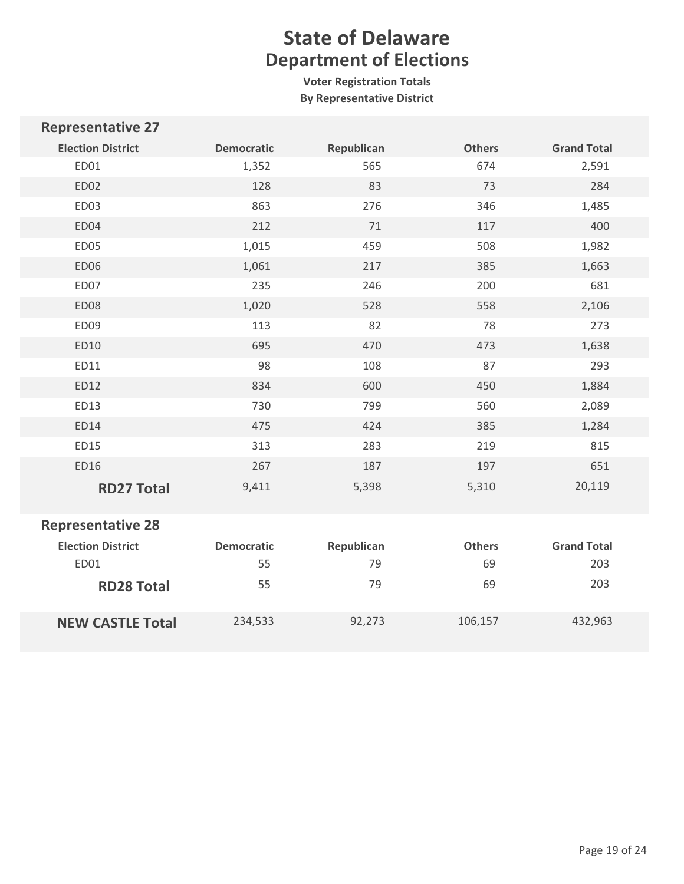# State of Delaware
## Department of Elections

**Voter Registration Totals**
**By Representative District**

### Representative 27

| Election District | Democratic | Republican | Others | Grand Total |
|---|---|---|---|---|
| ED01 | 1,352 | 565 | 674 | 2,591 |
| ED02 | 128 | 83 | 73 | 284 |
| ED03 | 863 | 276 | 346 | 1,485 |
| ED04 | 212 | 71 | 117 | 400 |
| ED05 | 1,015 | 459 | 508 | 1,982 |
| ED06 | 1,061 | 217 | 385 | 1,663 |
| ED07 | 235 | 246 | 200 | 681 |
| ED08 | 1,020 | 528 | 558 | 2,106 |
| ED09 | 113 | 82 | 78 | 273 |
| ED10 | 695 | 470 | 473 | 1,638 |
| ED11 | 98 | 108 | 87 | 293 |
| ED12 | 834 | 600 | 450 | 1,884 |
| ED13 | 730 | 799 | 560 | 2,089 |
| ED14 | 475 | 424 | 385 | 1,284 |
| ED15 | 313 | 283 | 219 | 815 |
| ED16 | 267 | 187 | 197 | 651 |
| **RD27 Total** | 9,411 | 5,398 | 5,310 | 20,119 |

### Representative 28

| Election District | Democratic | Republican | Others | Grand Total |
|---|---|---|---|---|
| ED01 | 55 | 79 | 69 | 203 |
| **RD28 Total** | 55 | 79 | 69 | 203 |

| | Democratic | Republican | Others | Grand Total |
|---|---|---|---|---|
| **NEW CASTLE Total** | 234,533 | 92,273 | 106,157 | 432,963 |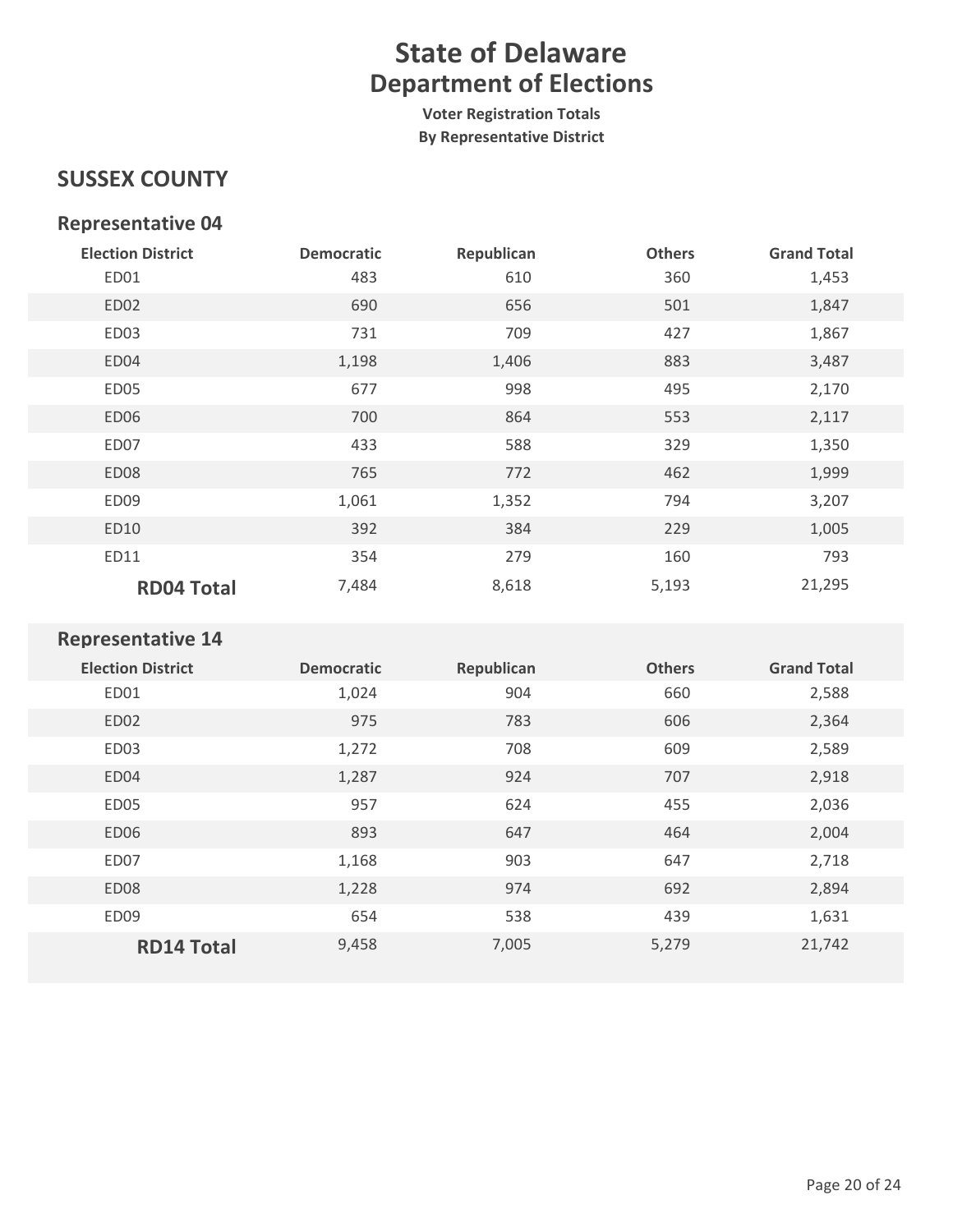# State of Delaware
## Department of Elections

**Voter Registration Totals**
**By Representative District**

## SUSSEX COUNTY

### Representative 04

| Election District | Democratic | Republican | Others | Grand Total |
|---|---|---|---|---|
| ED01 | 483 | 610 | 360 | 1,453 |
| ED02 | 690 | 656 | 501 | 1,847 |
| ED03 | 731 | 709 | 427 | 1,867 |
| ED04 | 1,198 | 1,406 | 883 | 3,487 |
| ED05 | 677 | 998 | 495 | 2,170 |
| ED06 | 700 | 864 | 553 | 2,117 |
| ED07 | 433 | 588 | 329 | 1,350 |
| ED08 | 765 | 772 | 462 | 1,999 |
| ED09 | 1,061 | 1,352 | 794 | 3,207 |
| ED10 | 392 | 384 | 229 | 1,005 |
| ED11 | 354 | 279 | 160 | 793 |
| **RD04 Total** | 7,484 | 8,618 | 5,193 | 21,295 |

### Representative 14

| Election District | Democratic | Republican | Others | Grand Total |
|---|---|---|---|---|
| ED01 | 1,024 | 904 | 660 | 2,588 |
| ED02 | 975 | 783 | 606 | 2,364 |
| ED03 | 1,272 | 708 | 609 | 2,589 |
| ED04 | 1,287 | 924 | 707 | 2,918 |
| ED05 | 957 | 624 | 455 | 2,036 |
| ED06 | 893 | 647 | 464 | 2,004 |
| ED07 | 1,168 | 903 | 647 | 2,718 |
| ED08 | 1,228 | 974 | 692 | 2,894 |
| ED09 | 654 | 538 | 439 | 1,631 |
| **RD14 Total** | 9,458 | 7,005 | 5,279 | 21,742 |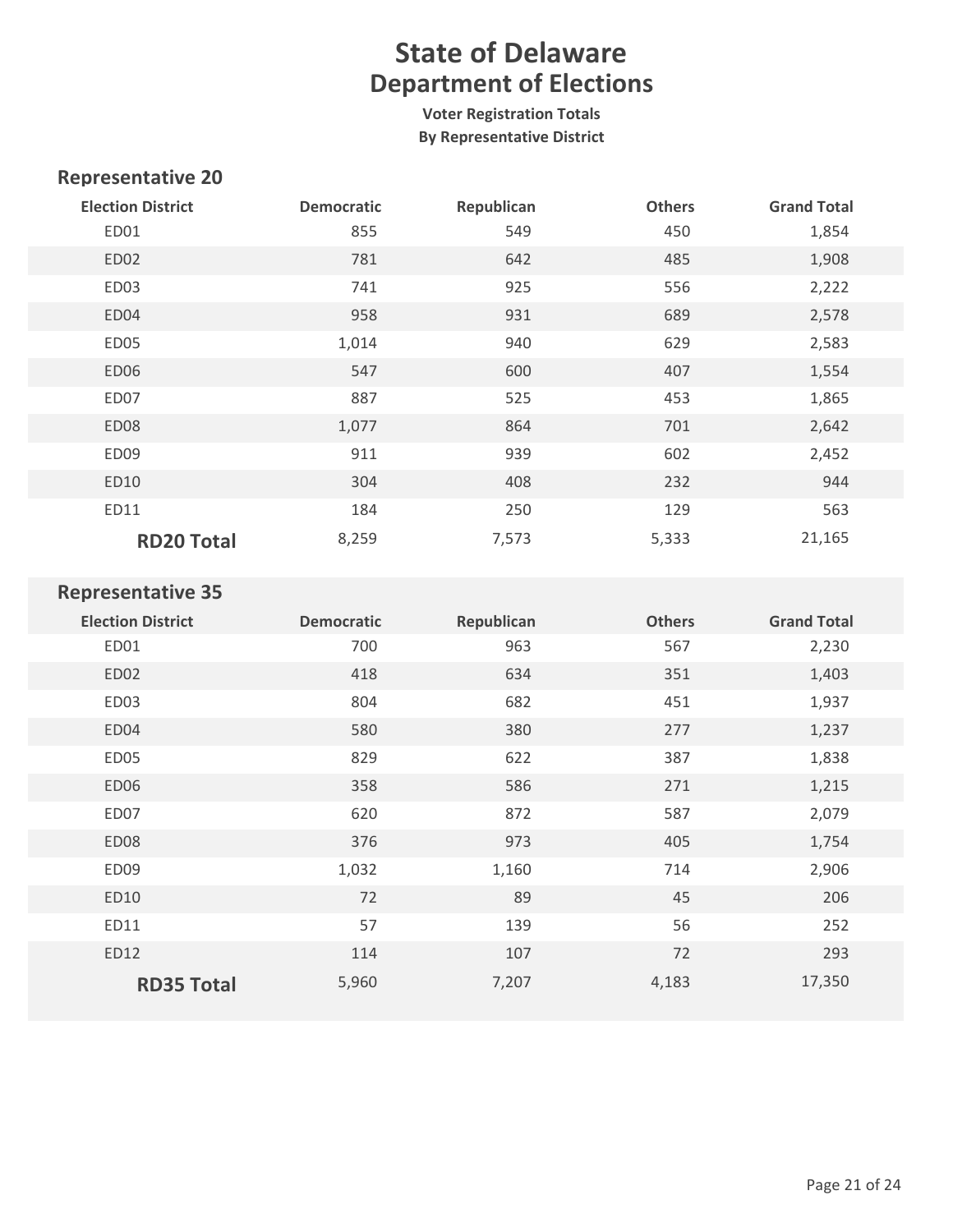# State of Delaware

## Department of Elections

### Voter Registration Totals

### By Representative District

## Representative 20

| Election District | Democratic | Republican | Others | Grand Total |
|---|---|---|---|---|
| ED01 | 855 | 549 | 450 | 1,854 |
| ED02 | 781 | 642 | 485 | 1,908 |
| ED03 | 741 | 925 | 556 | 2,222 |
| ED04 | 958 | 931 | 689 | 2,578 |
| ED05 | 1,014 | 940 | 629 | 2,583 |
| ED06 | 547 | 600 | 407 | 1,554 |
| ED07 | 887 | 525 | 453 | 1,865 |
| ED08 | 1,077 | 864 | 701 | 2,642 |
| ED09 | 911 | 939 | 602 | 2,452 |
| ED10 | 304 | 408 | 232 | 944 |
| ED11 | 184 | 250 | 129 | 563 |
| **RD20 Total** | 8,259 | 7,573 | 5,333 | 21,165 |

## Representative 35

| Election District | Democratic | Republican | Others | Grand Total |
|---|---|---|---|---|
| ED01 | 700 | 963 | 567 | 2,230 |
| ED02 | 418 | 634 | 351 | 1,403 |
| ED03 | 804 | 682 | 451 | 1,937 |
| ED04 | 580 | 380 | 277 | 1,237 |
| ED05 | 829 | 622 | 387 | 1,838 |
| ED06 | 358 | 586 | 271 | 1,215 |
| ED07 | 620 | 872 | 587 | 2,079 |
| ED08 | 376 | 973 | 405 | 1,754 |
| ED09 | 1,032 | 1,160 | 714 | 2,906 |
| ED10 | 72 | 89 | 45 | 206 |
| ED11 | 57 | 139 | 56 | 252 |
| ED12 | 114 | 107 | 72 | 293 |
| **RD35 Total** | 5,960 | 7,207 | 4,183 | 17,350 |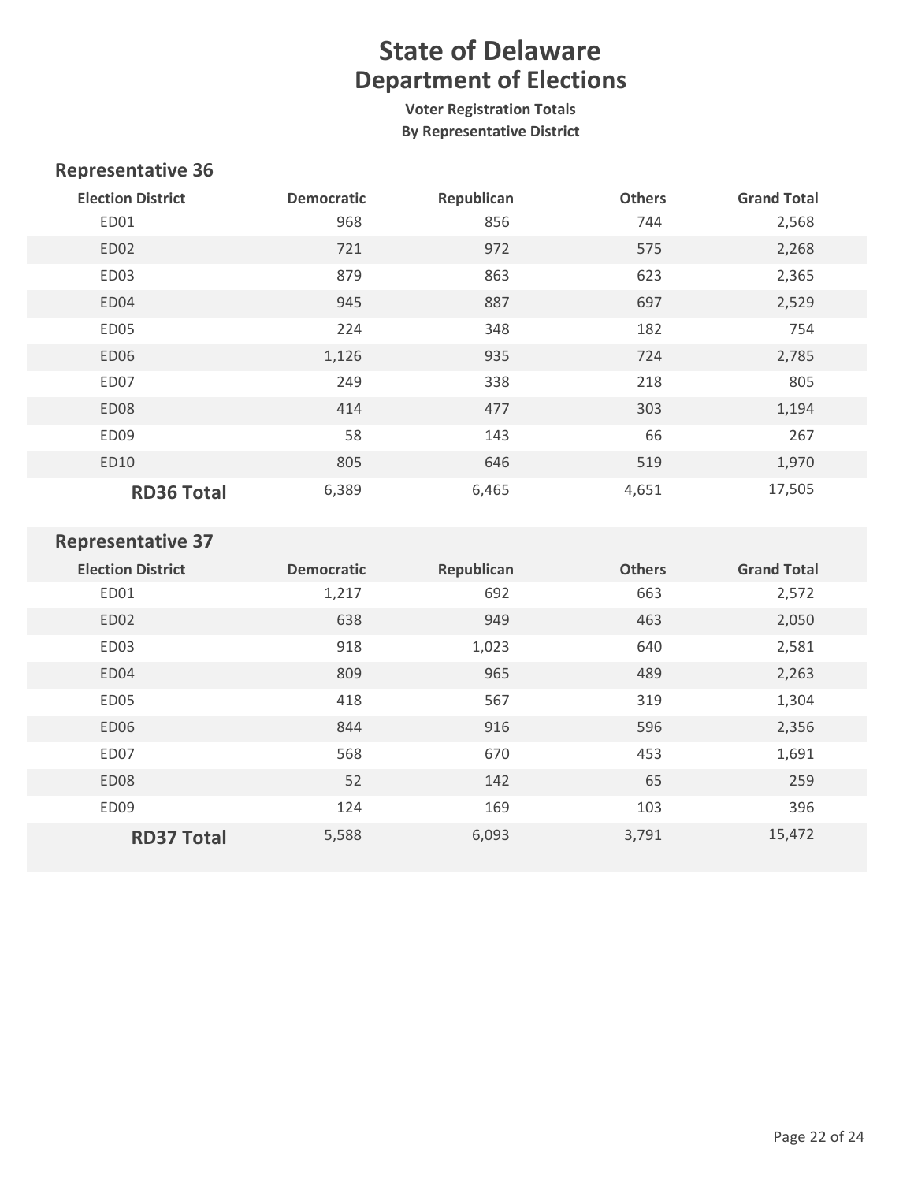# State of Delaware
## Department of Elections

**Voter Registration Totals**
**By Representative District**

### Representative 36

| Election District | Democratic | Republican | Others | Grand Total |
|---|---|---|---|---|
| ED01 | 968 | 856 | 744 | 2,568 |
| ED02 | 721 | 972 | 575 | 2,268 |
| ED03 | 879 | 863 | 623 | 2,365 |
| ED04 | 945 | 887 | 697 | 2,529 |
| ED05 | 224 | 348 | 182 | 754 |
| ED06 | 1,126 | 935 | 724 | 2,785 |
| ED07 | 249 | 338 | 218 | 805 |
| ED08 | 414 | 477 | 303 | 1,194 |
| ED09 | 58 | 143 | 66 | 267 |
| ED10 | 805 | 646 | 519 | 1,970 |
| **RD36 Total** | 6,389 | 6,465 | 4,651 | 17,505 |

### Representative 37

| Election District | Democratic | Republican | Others | Grand Total |
|---|---|---|---|---|
| ED01 | 1,217 | 692 | 663 | 2,572 |
| ED02 | 638 | 949 | 463 | 2,050 |
| ED03 | 918 | 1,023 | 640 | 2,581 |
| ED04 | 809 | 965 | 489 | 2,263 |
| ED05 | 418 | 567 | 319 | 1,304 |
| ED06 | 844 | 916 | 596 | 2,356 |
| ED07 | 568 | 670 | 453 | 1,691 |
| ED08 | 52 | 142 | 65 | 259 |
| ED09 | 124 | 169 | 103 | 396 |
| **RD37 Total** | 5,588 | 6,093 | 3,791 | 15,472 |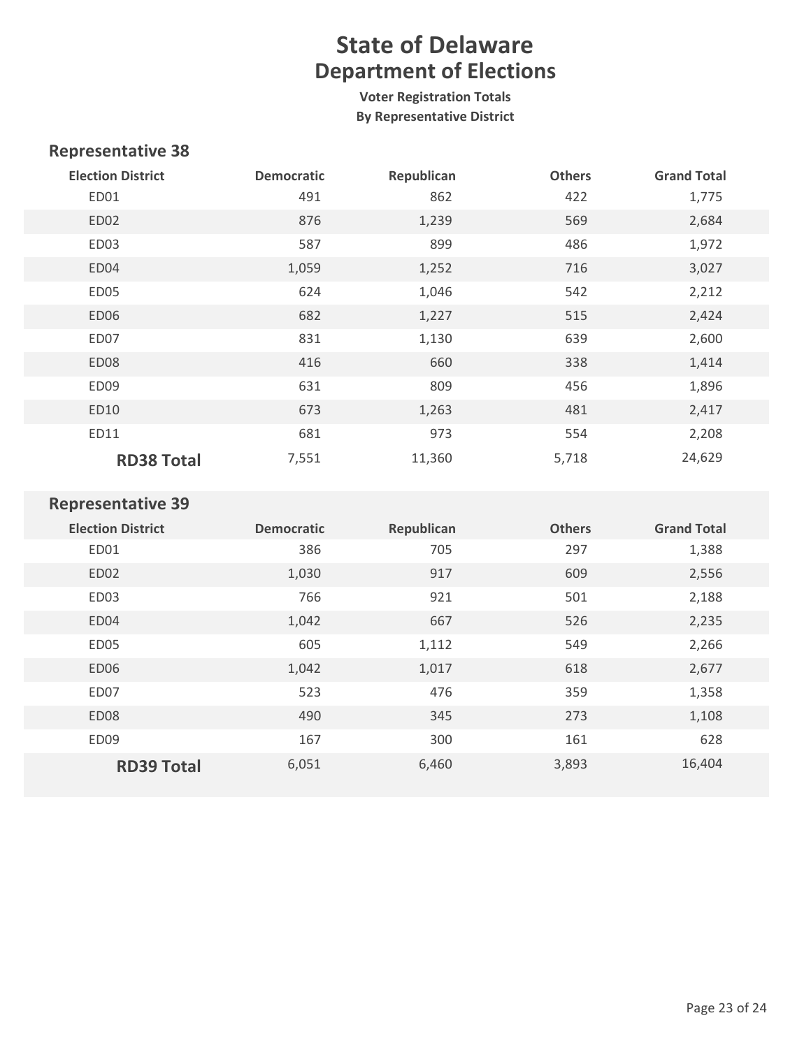# State of Delaware
## Department of Elections
### Voter Registration Totals
### By Representative District

**Representative 38**

| Election District | Democratic | Republican | Others | Grand Total |
|---|---|---|---|---|
| ED01 | 491 | 862 | 422 | 1,775 |
| ED02 | 876 | 1,239 | 569 | 2,684 |
| ED03 | 587 | 899 | 486 | 1,972 |
| ED04 | 1,059 | 1,252 | 716 | 3,027 |
| ED05 | 624 | 1,046 | 542 | 2,212 |
| ED06 | 682 | 1,227 | 515 | 2,424 |
| ED07 | 831 | 1,130 | 639 | 2,600 |
| ED08 | 416 | 660 | 338 | 1,414 |
| ED09 | 631 | 809 | 456 | 1,896 |
| ED10 | 673 | 1,263 | 481 | 2,417 |
| ED11 | 681 | 973 | 554 | 2,208 |
| **RD38 Total** | 7,551 | 11,360 | 5,718 | 24,629 |

**Representative 39**

| Election District | Democratic | Republican | Others | Grand Total |
|---|---|---|---|---|
| ED01 | 386 | 705 | 297 | 1,388 |
| ED02 | 1,030 | 917 | 609 | 2,556 |
| ED03 | 766 | 921 | 501 | 2,188 |
| ED04 | 1,042 | 667 | 526 | 2,235 |
| ED05 | 605 | 1,112 | 549 | 2,266 |
| ED06 | 1,042 | 1,017 | 618 | 2,677 |
| ED07 | 523 | 476 | 359 | 1,358 |
| ED08 | 490 | 345 | 273 | 1,108 |
| ED09 | 167 | 300 | 161 | 628 |
| **RD39 Total** | 6,051 | 6,460 | 3,893 | 16,404 |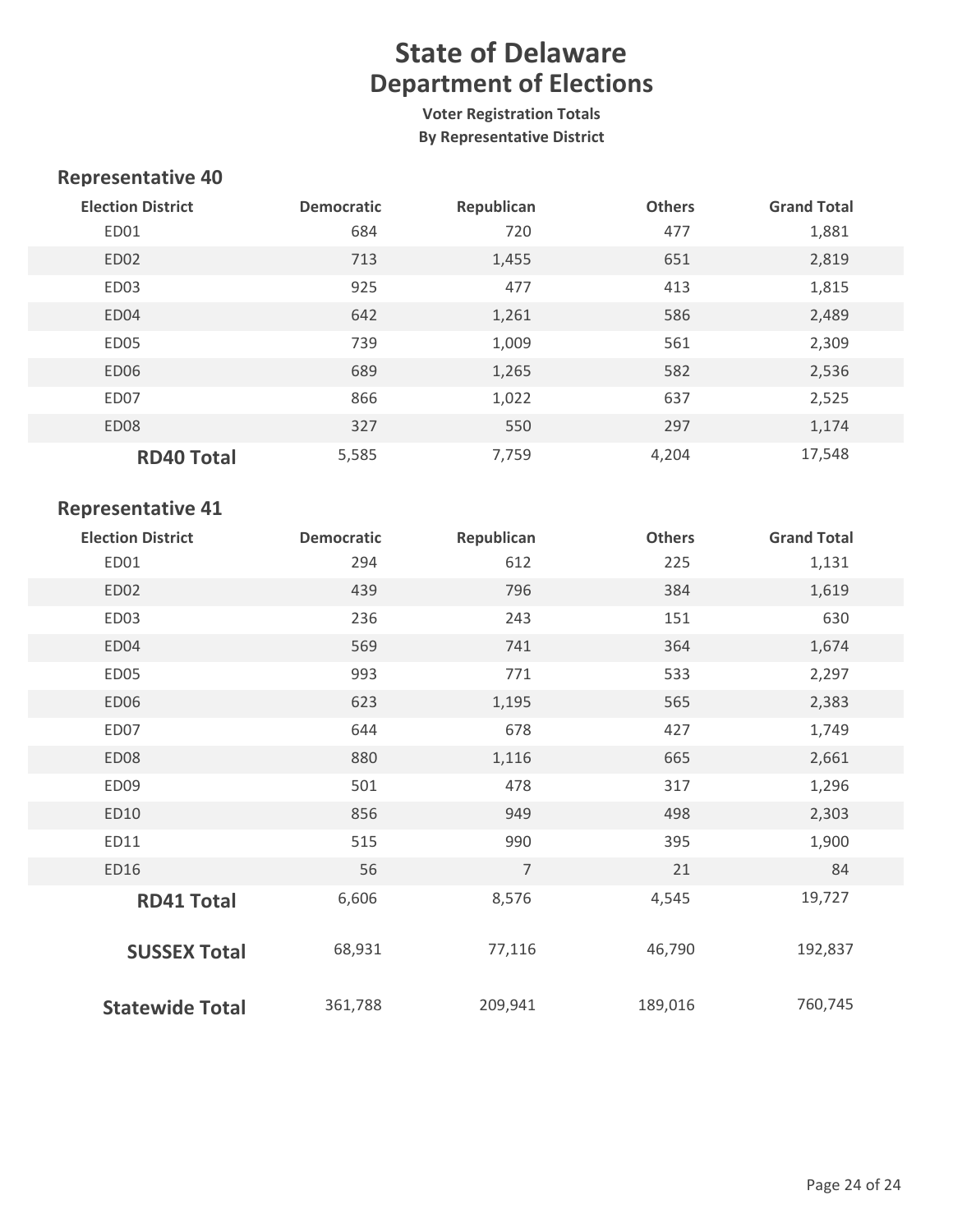# State of Delaware

## Department of Elections

**Voter Registration Totals**
**By Representative District**

### Representative 40

| Election District | Democratic | Republican | Others | Grand Total |
|---|---|---|---|---|
| ED01 | 684 | 720 | 477 | 1,881 |
| ED02 | 713 | 1,455 | 651 | 2,819 |
| ED03 | 925 | 477 | 413 | 1,815 |
| ED04 | 642 | 1,261 | 586 | 2,489 |
| ED05 | 739 | 1,009 | 561 | 2,309 |
| ED06 | 689 | 1,265 | 582 | 2,536 |
| ED07 | 866 | 1,022 | 637 | 2,525 |
| ED08 | 327 | 550 | 297 | 1,174 |
| **RD40 Total** | 5,585 | 7,759 | 4,204 | 17,548 |

### Representative 41

| Election District | Democratic | Republican | Others | Grand Total |
|---|---|---|---|---|
| ED01 | 294 | 612 | 225 | 1,131 |
| ED02 | 439 | 796 | 384 | 1,619 |
| ED03 | 236 | 243 | 151 | 630 |
| ED04 | 569 | 741 | 364 | 1,674 |
| ED05 | 993 | 771 | 533 | 2,297 |
| ED06 | 623 | 1,195 | 565 | 2,383 |
| ED07 | 644 | 678 | 427 | 1,749 |
| ED08 | 880 | 1,116 | 665 | 2,661 |
| ED09 | 501 | 478 | 317 | 1,296 |
| ED10 | 856 | 949 | 498 | 2,303 |
| ED11 | 515 | 990 | 395 | 1,900 |
| ED16 | 56 | 7 | 21 | 84 |
| **RD41 Total** | 6,606 | 8,576 | 4,545 | 19,727 |

| | Democratic | Republican | Others | Grand Total |
|---|---|---|---|---|
| **SUSSEX Total** | 68,931 | 77,116 | 46,790 | 192,837 |
| **Statewide Total** | 361,788 | 209,941 | 189,016 | 760,745 |